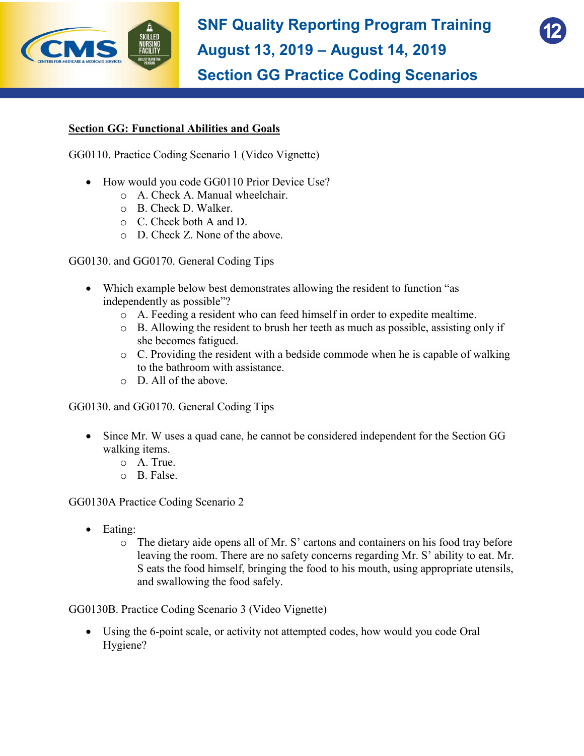# SNF Quality Reporting Program Training

## August 13, 2019 – August 14, 2019

## Section GG Practice Coding Scenarios

**<u>Section GG: Functional Abilities and Goals</u>**

GG0110. Practice Coding Scenario 1 (Video Vignette)

- How would you code GG0110 Prior Device Use?
  - A. Check A. Manual wheelchair.
  - B. Check D. Walker.
  - C. Check both A and D.
  - D. Check Z. None of the above.

GG0130. and GG0170. General Coding Tips

- Which example below best demonstrates allowing the resident to function "as independently as possible"?
  - A. Feeding a resident who can feed himself in order to expedite mealtime.
  - B. Allowing the resident to brush her teeth as much as possible, assisting only if she becomes fatigued.
  - C. Providing the resident with a bedside commode when he is capable of walking to the bathroom with assistance.
  - D. All of the above.

GG0130. and GG0170. General Coding Tips

- Since Mr. W uses a quad cane, he cannot be considered independent for the Section GG walking items.
  - A. True.
  - B. False.

GG0130A Practice Coding Scenario 2

- Eating:
  - The dietary aide opens all of Mr. S' cartons and containers on his food tray before leaving the room. There are no safety concerns regarding Mr. S' ability to eat. Mr. S eats the food himself, bringing the food to his mouth, using appropriate utensils, and swallowing the food safely.

GG0130B. Practice Coding Scenario 3 (Video Vignette)

- Using the 6-point scale, or activity not attempted codes, how would you code Oral Hygiene?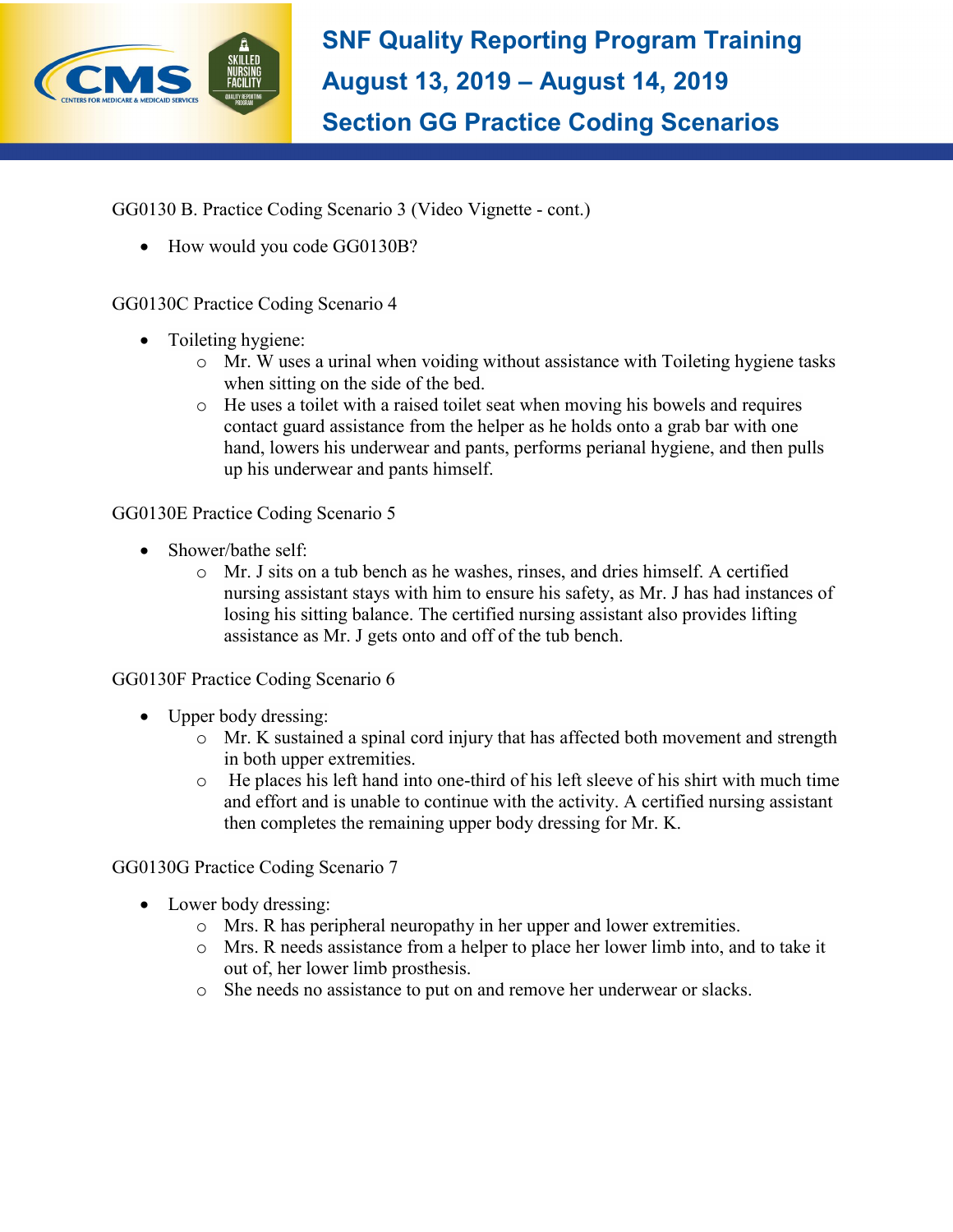GG0130 B. Practice Coding Scenario 3 (Video Vignette - cont.)

- How would you code GG0130B?

GG0130C Practice Coding Scenario 4

- Toileting hygiene:
  - Mr. W uses a urinal when voiding without assistance with Toileting hygiene tasks when sitting on the side of the bed.
  - He uses a toilet with a raised toilet seat when moving his bowels and requires contact guard assistance from the helper as he holds onto a grab bar with one hand, lowers his underwear and pants, performs perianal hygiene, and then pulls up his underwear and pants himself.

GG0130E Practice Coding Scenario 5

- Shower/bathe self:
  - Mr. J sits on a tub bench as he washes, rinses, and dries himself. A certified nursing assistant stays with him to ensure his safety, as Mr. J has had instances of losing his sitting balance. The certified nursing assistant also provides lifting assistance as Mr. J gets onto and off of the tub bench.

GG0130F Practice Coding Scenario 6

- Upper body dressing:
  - Mr. K sustained a spinal cord injury that has affected both movement and strength in both upper extremities.
  - He places his left hand into one-third of his left sleeve of his shirt with much time and effort and is unable to continue with the activity. A certified nursing assistant then completes the remaining upper body dressing for Mr. K.

GG0130G Practice Coding Scenario 7

- Lower body dressing:
  - Mrs. R has peripheral neuropathy in her upper and lower extremities.
  - Mrs. R needs assistance from a helper to place her lower limb into, and to take it out of, her lower limb prosthesis.
  - She needs no assistance to put on and remove her underwear or slacks.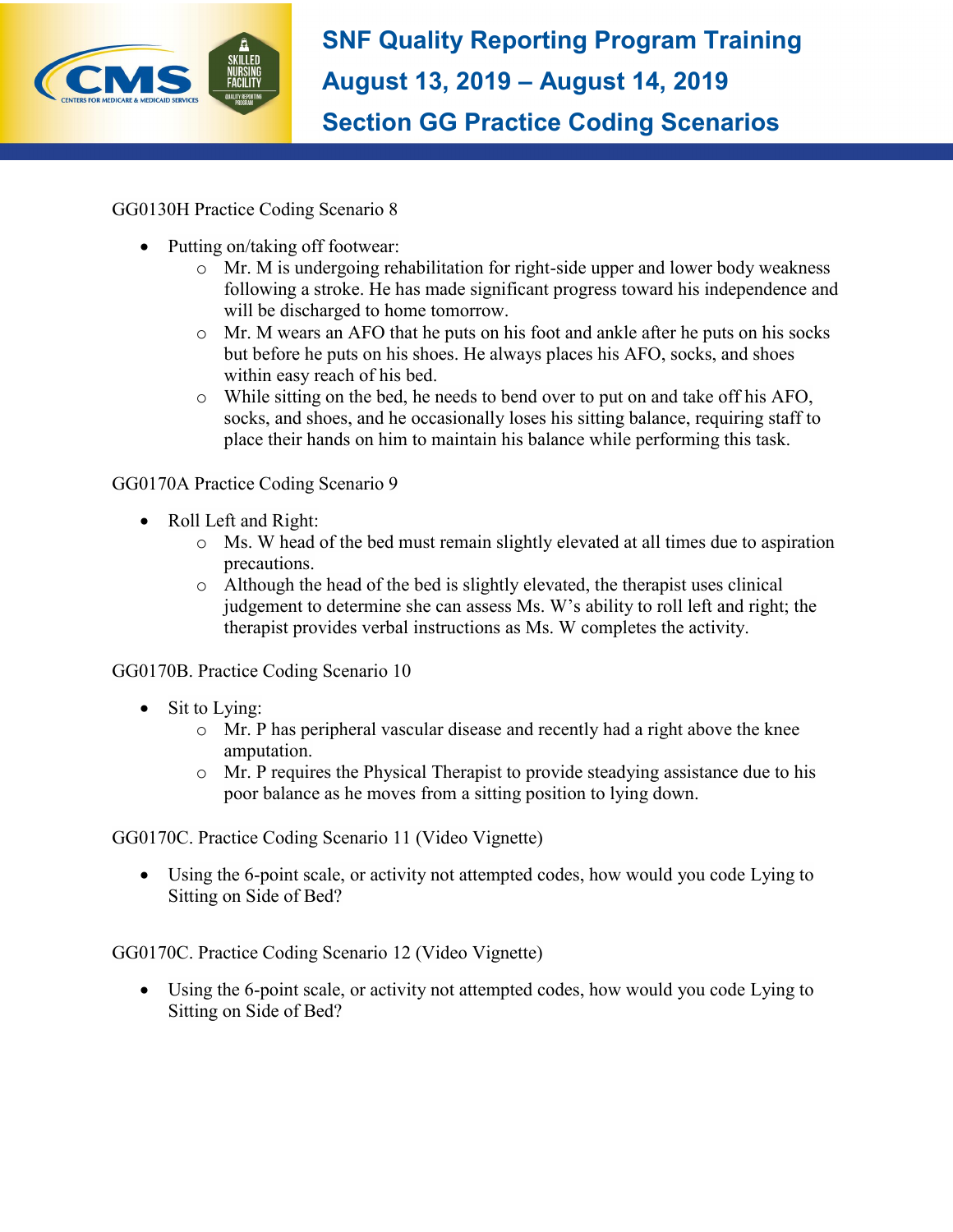GG0130H Practice Coding Scenario 8

- Putting on/taking off footwear:
  - Mr. M is undergoing rehabilitation for right-side upper and lower body weakness following a stroke. He has made significant progress toward his independence and will be discharged to home tomorrow.
  - Mr. M wears an AFO that he puts on his foot and ankle after he puts on his socks but before he puts on his shoes. He always places his AFO, socks, and shoes within easy reach of his bed.
  - While sitting on the bed, he needs to bend over to put on and take off his AFO, socks, and shoes, and he occasionally loses his sitting balance, requiring staff to place their hands on him to maintain his balance while performing this task.

GG0170A Practice Coding Scenario 9

- Roll Left and Right:
  - Ms. W head of the bed must remain slightly elevated at all times due to aspiration precautions.
  - Although the head of the bed is slightly elevated, the therapist uses clinical judgement to determine she can assess Ms. W's ability to roll left and right; the therapist provides verbal instructions as Ms. W completes the activity.

GG0170B. Practice Coding Scenario 10

- Sit to Lying:
  - Mr. P has peripheral vascular disease and recently had a right above the knee amputation.
  - Mr. P requires the Physical Therapist to provide steadying assistance due to his poor balance as he moves from a sitting position to lying down.

GG0170C. Practice Coding Scenario 11 (Video Vignette)

- Using the 6-point scale, or activity not attempted codes, how would you code Lying to Sitting on Side of Bed?

GG0170C. Practice Coding Scenario 12 (Video Vignette)

- Using the 6-point scale, or activity not attempted codes, how would you code Lying to Sitting on Side of Bed?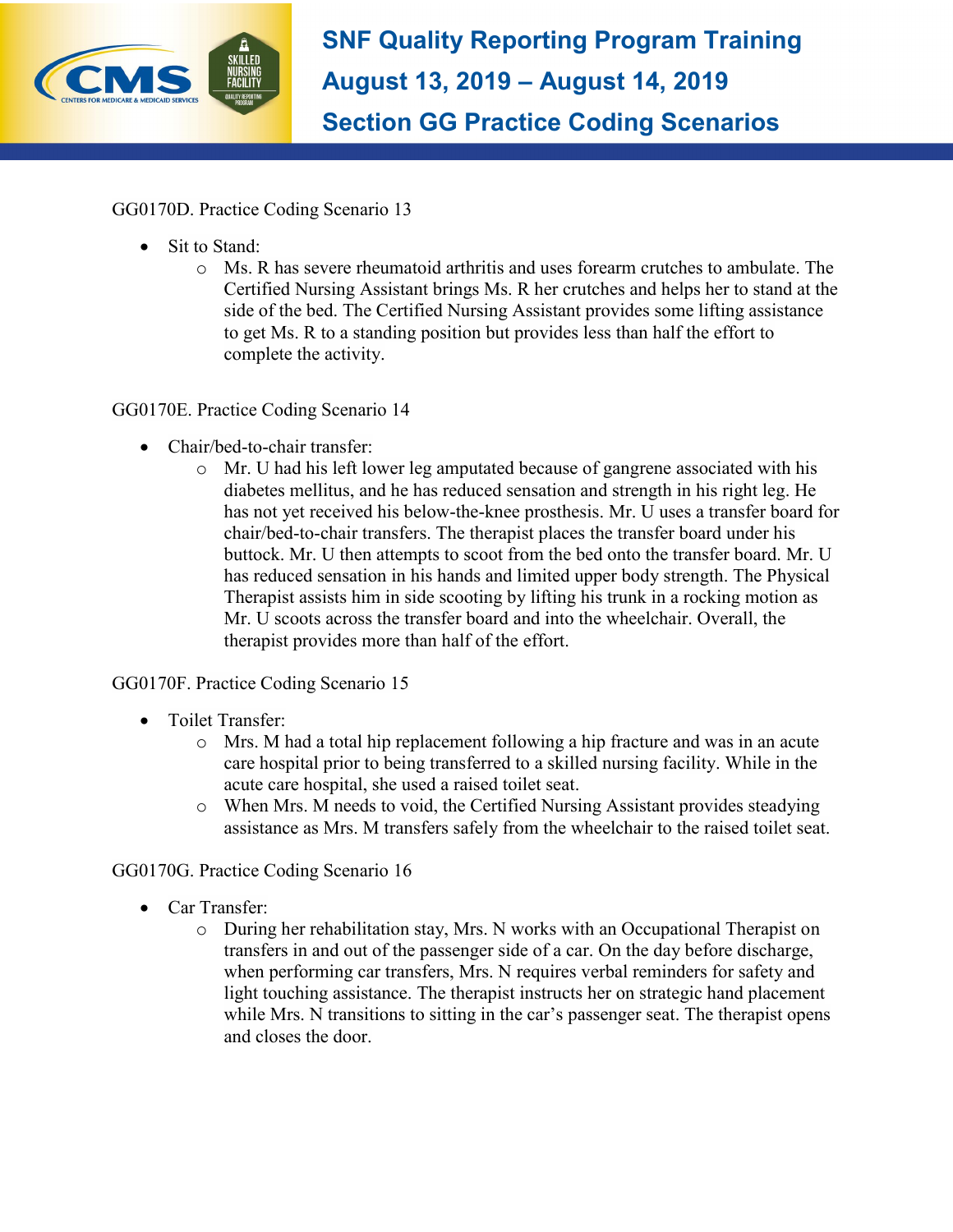GG0170D. Practice Coding Scenario 13

- Sit to Stand:
    - Ms. R has severe rheumatoid arthritis and uses forearm crutches to ambulate. The Certified Nursing Assistant brings Ms. R her crutches and helps her to stand at the side of the bed. The Certified Nursing Assistant provides some lifting assistance to get Ms. R to a standing position but provides less than half the effort to complete the activity.

GG0170E. Practice Coding Scenario 14

- Chair/bed-to-chair transfer:
    - Mr. U had his left lower leg amputated because of gangrene associated with his diabetes mellitus, and he has reduced sensation and strength in his right leg. He has not yet received his below-the-knee prosthesis. Mr. U uses a transfer board for chair/bed-to-chair transfers. The therapist places the transfer board under his buttock. Mr. U then attempts to scoot from the bed onto the transfer board. Mr. U has reduced sensation in his hands and limited upper body strength. The Physical Therapist assists him in side scooting by lifting his trunk in a rocking motion as Mr. U scoots across the transfer board and into the wheelchair. Overall, the therapist provides more than half of the effort.

GG0170F. Practice Coding Scenario 15

- Toilet Transfer:
    - Mrs. M had a total hip replacement following a hip fracture and was in an acute care hospital prior to being transferred to a skilled nursing facility. While in the acute care hospital, she used a raised toilet seat.
    - When Mrs. M needs to void, the Certified Nursing Assistant provides steadying assistance as Mrs. M transfers safely from the wheelchair to the raised toilet seat.

GG0170G. Practice Coding Scenario 16

- Car Transfer:
    - During her rehabilitation stay, Mrs. N works with an Occupational Therapist on transfers in and out of the passenger side of a car. On the day before discharge, when performing car transfers, Mrs. N requires verbal reminders for safety and light touching assistance. The therapist instructs her on strategic hand placement while Mrs. N transitions to sitting in the car's passenger seat. The therapist opens and closes the door.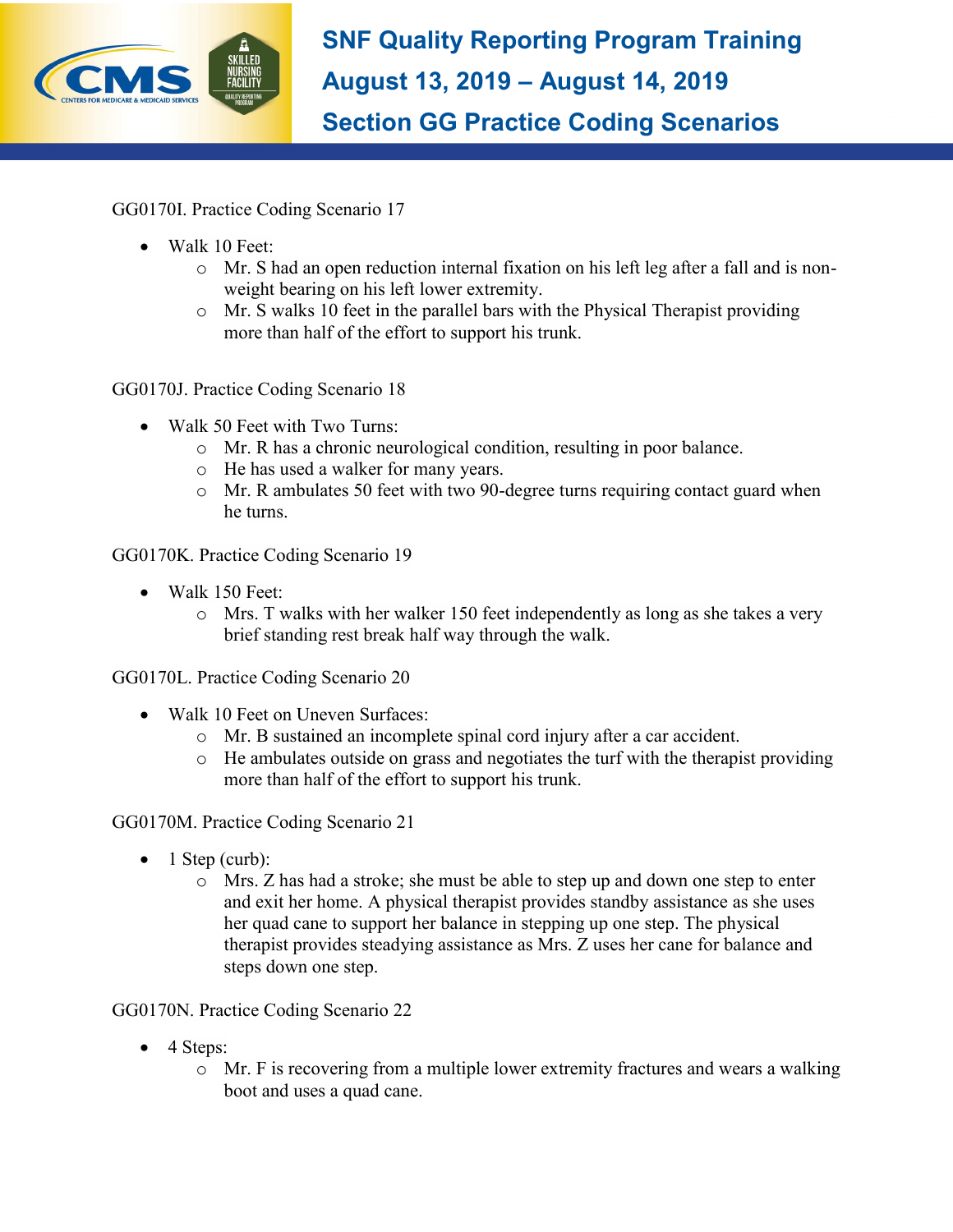GG0170I. Practice Coding Scenario 17

- Walk 10 Feet:
  - Mr. S had an open reduction internal fixation on his left leg after a fall and is non-weight bearing on his left lower extremity.
  - Mr. S walks 10 feet in the parallel bars with the Physical Therapist providing more than half of the effort to support his trunk.

GG0170J. Practice Coding Scenario 18

- Walk 50 Feet with Two Turns:
  - Mr. R has a chronic neurological condition, resulting in poor balance.
  - He has used a walker for many years.
  - Mr. R ambulates 50 feet with two 90-degree turns requiring contact guard when he turns.

GG0170K. Practice Coding Scenario 19

- Walk 150 Feet:
  - Mrs. T walks with her walker 150 feet independently as long as she takes a very brief standing rest break half way through the walk.

GG0170L. Practice Coding Scenario 20

- Walk 10 Feet on Uneven Surfaces:
  - Mr. B sustained an incomplete spinal cord injury after a car accident.
  - He ambulates outside on grass and negotiates the turf with the therapist providing more than half of the effort to support his trunk.

GG0170M. Practice Coding Scenario 21

- 1 Step (curb):
  - Mrs. Z has had a stroke; she must be able to step up and down one step to enter and exit her home. A physical therapist provides standby assistance as she uses her quad cane to support her balance in stepping up one step. The physical therapist provides steadying assistance as Mrs. Z uses her cane for balance and steps down one step.

GG0170N. Practice Coding Scenario 22

- 4 Steps:
  - Mr. F is recovering from a multiple lower extremity fractures and wears a walking boot and uses a quad cane.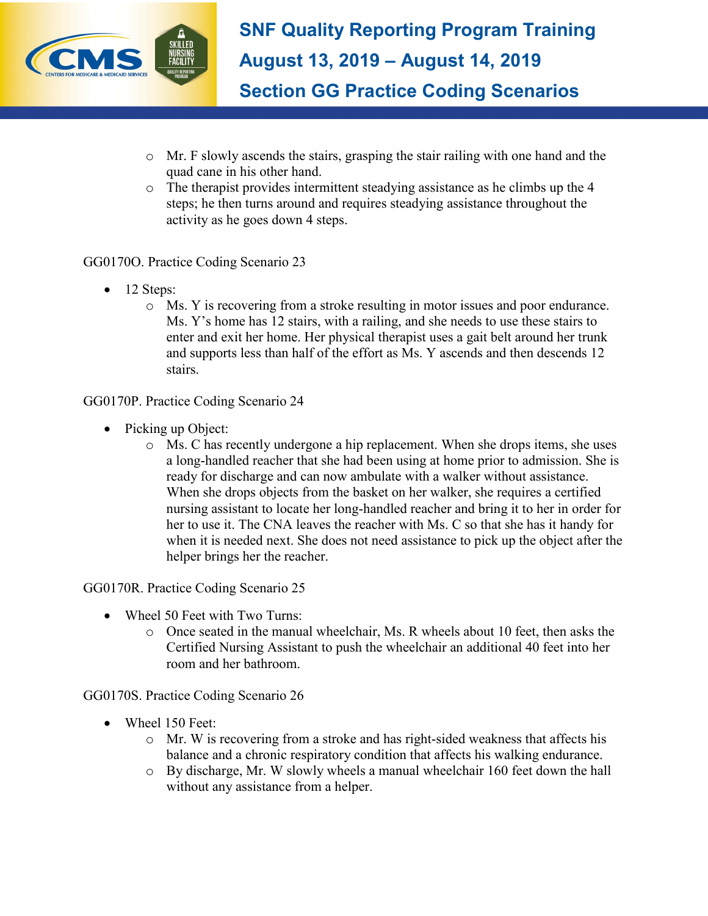- Mr. F slowly ascends the stairs, grasping the stair railing with one hand and the quad cane in his other hand.
- The therapist provides intermittent steadying assistance as he climbs up the 4 steps; he then turns around and requires steadying assistance throughout the activity as he goes down 4 steps.

GG0170O. Practice Coding Scenario 23

- 12 Steps:
  - Ms. Y is recovering from a stroke resulting in motor issues and poor endurance. Ms. Y's home has 12 stairs, with a railing, and she needs to use these stairs to enter and exit her home. Her physical therapist uses a gait belt around her trunk and supports less than half of the effort as Ms. Y ascends and then descends 12 stairs.

GG0170P. Practice Coding Scenario 24

- Picking up Object:
  - Ms. C has recently undergone a hip replacement. When she drops items, she uses a long-handled reacher that she had been using at home prior to admission. She is ready for discharge and can now ambulate with a walker without assistance. When she drops objects from the basket on her walker, she requires a certified nursing assistant to locate her long-handled reacher and bring it to her in order for her to use it. The CNA leaves the reacher with Ms. C so that she has it handy for when it is needed next. She does not need assistance to pick up the object after the helper brings her the reacher.

GG0170R. Practice Coding Scenario 25

- Wheel 50 Feet with Two Turns:
  - Once seated in the manual wheelchair, Ms. R wheels about 10 feet, then asks the Certified Nursing Assistant to push the wheelchair an additional 40 feet into her room and her bathroom.

GG0170S. Practice Coding Scenario 26

- Wheel 150 Feet:
  - Mr. W is recovering from a stroke and has right-sided weakness that affects his balance and a chronic respiratory condition that affects his walking endurance.
  - By discharge, Mr. W slowly wheels a manual wheelchair 160 feet down the hall without any assistance from a helper.